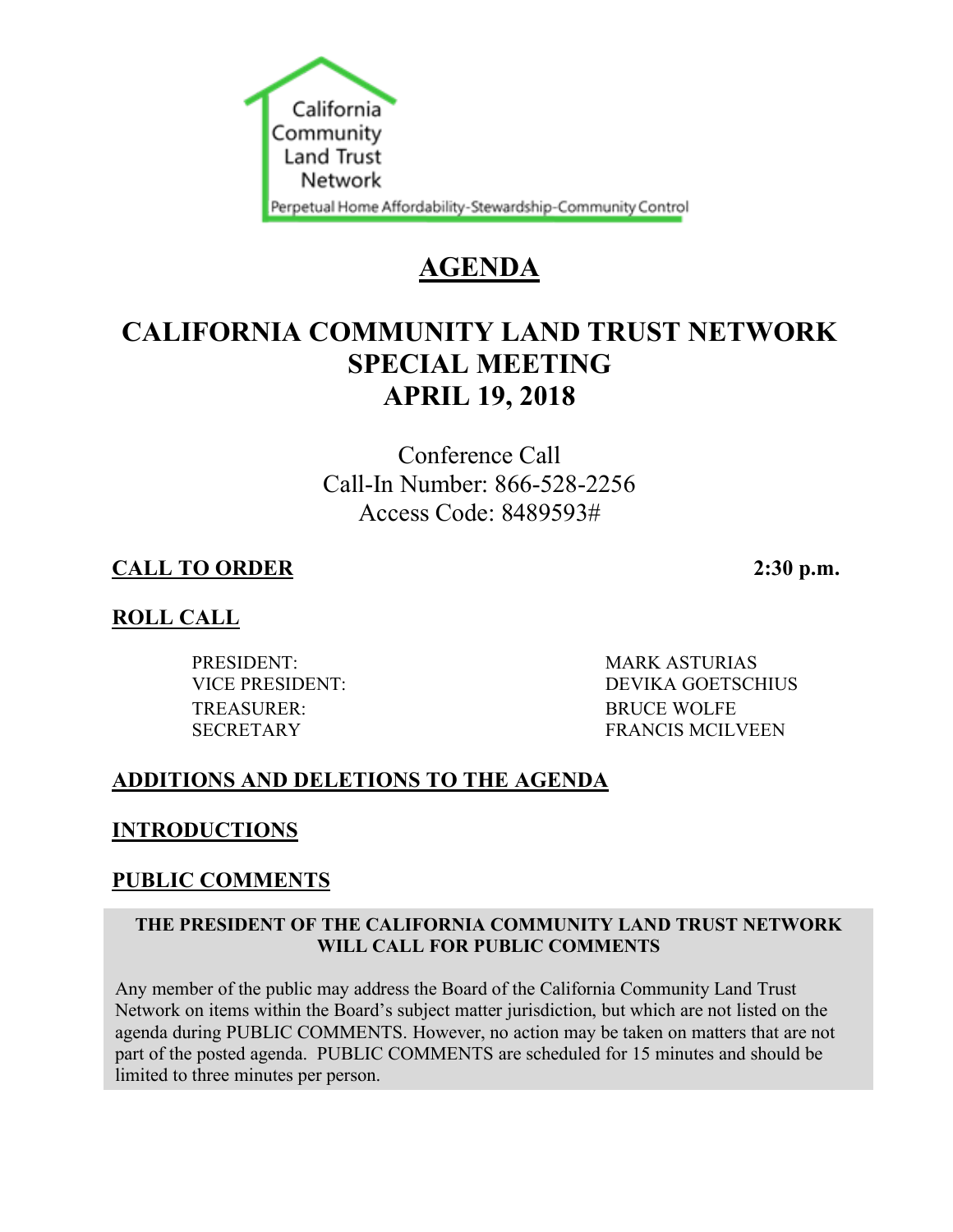California Community Land Trust Network

Perpetual Home Affordability-Stewardship-Community Control

# AGENDA

## CALIFORNIA COMMUNITY LAND TRUST NETWORK SPECIAL MEETING APRIL 19, 2018

Conference Call
Call-In Number: 866-528-2256
Access Code: 8489593#

**CALL TO ORDER** **2:30 p.m.**

**ROLL CALL**

| | |
|---|---|
| PRESIDENT: | MARK ASTURIAS |
| VICE PRESIDENT: | DEVIKA GOETSCHIUS |
| TREASURER: | BRUCE WOLFE |
| SECRETARY | FRANCIS MCILVEEN |

**ADDITIONS AND DELETIONS TO THE AGENDA**

**INTRODUCTIONS**

**PUBLIC COMMENTS**

**THE PRESIDENT OF THE CALIFORNIA COMMUNITY LAND TRUST NETWORK WILL CALL FOR PUBLIC COMMENTS**

Any member of the public may address the Board of the California Community Land Trust Network on items within the Board's subject matter jurisdiction, but which are not listed on the agenda during PUBLIC COMMENTS. However, no action may be taken on matters that are not part of the posted agenda. PUBLIC COMMENTS are scheduled for 15 minutes and should be limited to three minutes per person.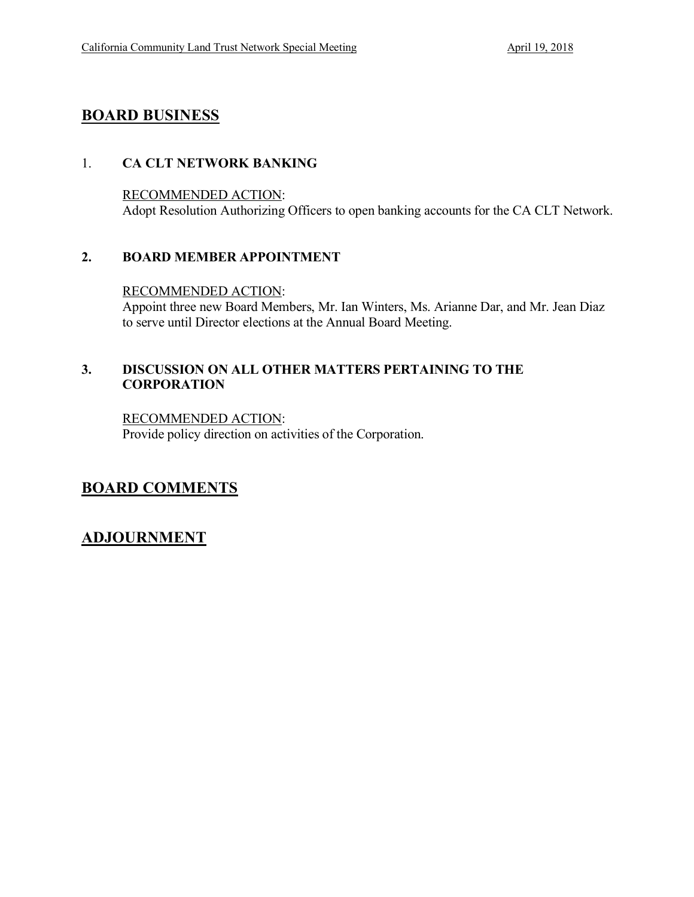## BOARD BUSINESS

1. **CA CLT NETWORK BANKING**

   RECOMMENDED ACTION:
   Adopt Resolution Authorizing Officers to open banking accounts for the CA CLT Network.

2. **BOARD MEMBER APPOINTMENT**

   RECOMMENDED ACTION:
   Appoint three new Board Members, Mr. Ian Winters, Ms. Arianne Dar, and Mr. Jean Diaz to serve until Director elections at the Annual Board Meeting.

3. **DISCUSSION ON ALL OTHER MATTERS PERTAINING TO THE CORPORATION**

   RECOMMENDED ACTION:
   Provide policy direction on activities of the Corporation.

## BOARD COMMENTS

## ADJOURNMENT